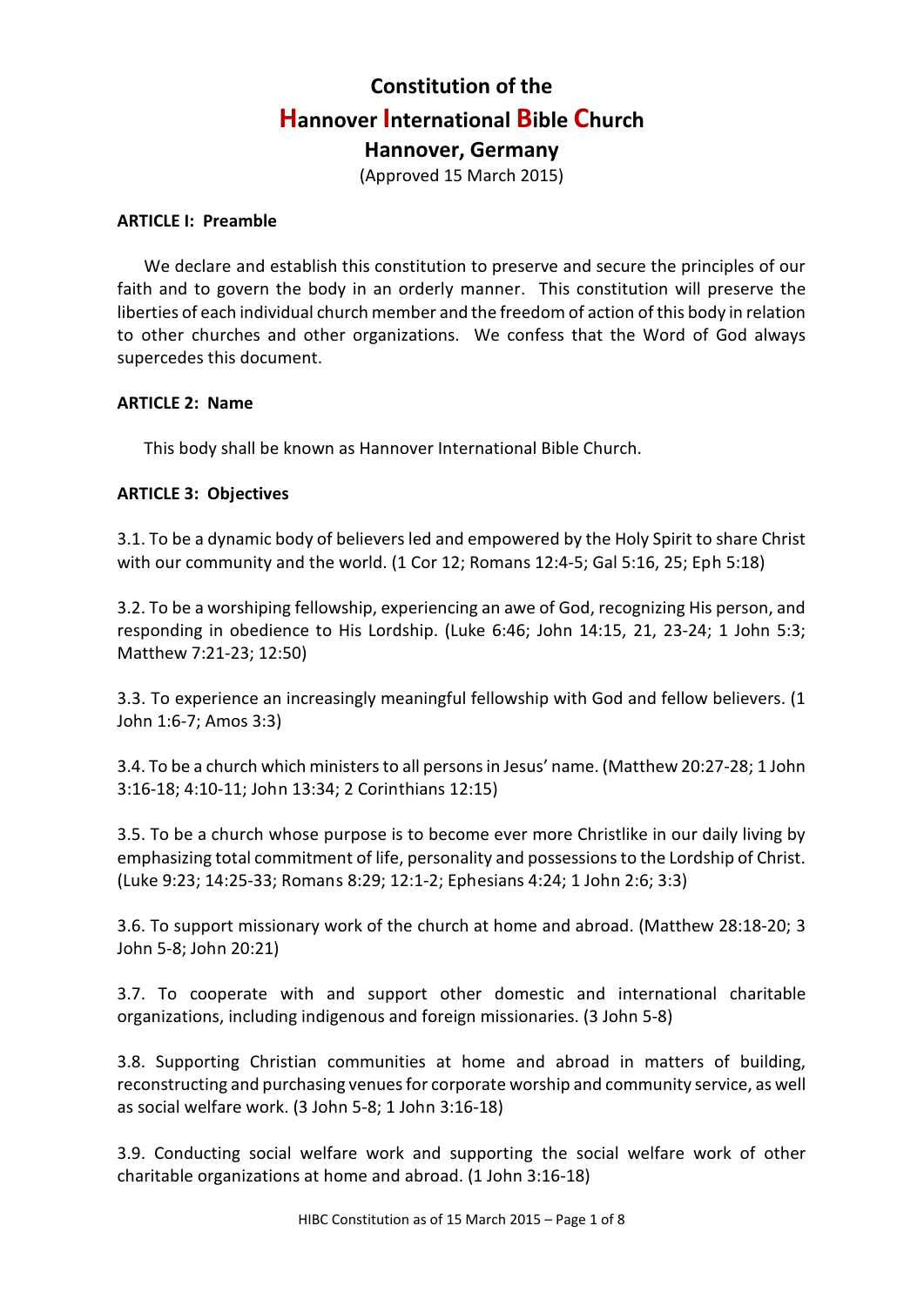# Constitution of the
# Hannover International Bible Church
## Hannover, Germany

(Approved 15 March 2015)

**ARTICLE I: Preamble**

We declare and establish this constitution to preserve and secure the principles of our faith and to govern the body in an orderly manner. This constitution will preserve the liberties of each individual church member and the freedom of action of this body in relation to other churches and other organizations. We confess that the Word of God always supercedes this document.

**ARTICLE 2: Name**

This body shall be known as Hannover International Bible Church.

**ARTICLE 3: Objectives**

3.1. To be a dynamic body of believers led and empowered by the Holy Spirit to share Christ with our community and the world. (1 Cor 12; Romans 12:4-5; Gal 5:16, 25; Eph 5:18)

3.2. To be a worshiping fellowship, experiencing an awe of God, recognizing His person, and responding in obedience to His Lordship. (Luke 6:46; John 14:15, 21, 23-24; 1 John 5:3; Matthew 7:21-23; 12:50)

3.3. To experience an increasingly meaningful fellowship with God and fellow believers. (1 John 1:6-7; Amos 3:3)

3.4. To be a church which ministers to all persons in Jesus' name. (Matthew 20:27-28; 1 John 3:16-18; 4:10-11; John 13:34; 2 Corinthians 12:15)

3.5. To be a church whose purpose is to become ever more Christlike in our daily living by emphasizing total commitment of life, personality and possessions to the Lordship of Christ. (Luke 9:23; 14:25-33; Romans 8:29; 12:1-2; Ephesians 4:24; 1 John 2:6; 3:3)

3.6. To support missionary work of the church at home and abroad. (Matthew 28:18-20; 3 John 5-8; John 20:21)

3.7. To cooperate with and support other domestic and international charitable organizations, including indigenous and foreign missionaries. (3 John 5-8)

3.8. Supporting Christian communities at home and abroad in matters of building, reconstructing and purchasing venues for corporate worship and community service, as well as social welfare work. (3 John 5-8; 1 John 3:16-18)

3.9. Conducting social welfare work and supporting the social welfare work of other charitable organizations at home and abroad. (1 John 3:16-18)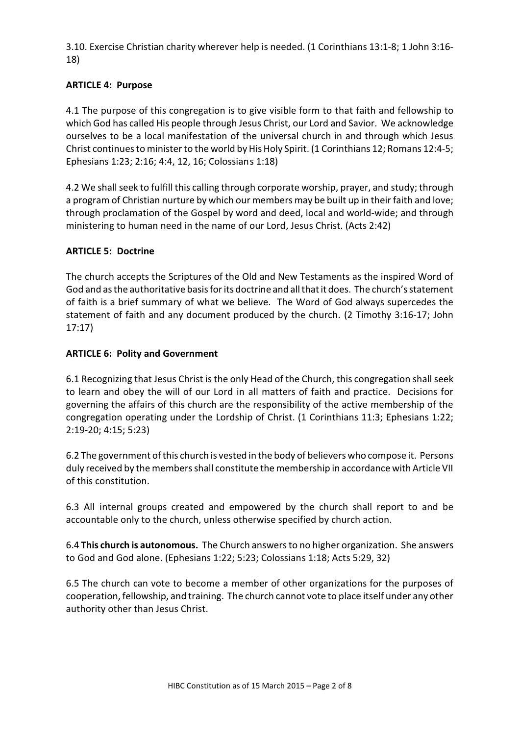3.10. Exercise Christian charity wherever help is needed. (1 Corinthians 13:1-8; 1 John 3:16-18)

### ARTICLE 4: Purpose

4.1 The purpose of this congregation is to give visible form to that faith and fellowship to which God has called His people through Jesus Christ, our Lord and Savior. We acknowledge ourselves to be a local manifestation of the universal church in and through which Jesus Christ continues to minister to the world by His Holy Spirit. (1 Corinthians 12; Romans 12:4-5; Ephesians 1:23; 2:16; 4:4, 12, 16; Colossians 1:18)

4.2 We shall seek to fulfill this calling through corporate worship, prayer, and study; through a program of Christian nurture by which our members may be built up in their faith and love; through proclamation of the Gospel by word and deed, local and world-wide; and through ministering to human need in the name of our Lord, Jesus Christ. (Acts 2:42)

### ARTICLE 5: Doctrine

The church accepts the Scriptures of the Old and New Testaments as the inspired Word of God and as the authoritative basis for its doctrine and all that it does. The church's statement of faith is a brief summary of what we believe. The Word of God always supercedes the statement of faith and any document produced by the church. (2 Timothy 3:16-17; John 17:17)

### ARTICLE 6: Polity and Government

6.1 Recognizing that Jesus Christ is the only Head of the Church, this congregation shall seek to learn and obey the will of our Lord in all matters of faith and practice. Decisions for governing the affairs of this church are the responsibility of the active membership of the congregation operating under the Lordship of Christ. (1 Corinthians 11:3; Ephesians 1:22; 2:19-20; 4:15; 5:23)

6.2 The government of this church is vested in the body of believers who compose it. Persons duly received by the members shall constitute the membership in accordance with Article VII of this constitution.

6.3 All internal groups created and empowered by the church shall report to and be accountable only to the church, unless otherwise specified by church action.

6.4 **This church is autonomous.** The Church answers to no higher organization. She answers to God and God alone. (Ephesians 1:22; 5:23; Colossians 1:18; Acts 5:29, 32)

6.5 The church can vote to become a member of other organizations for the purposes of cooperation, fellowship, and training. The church cannot vote to place itself under any other authority other than Jesus Christ.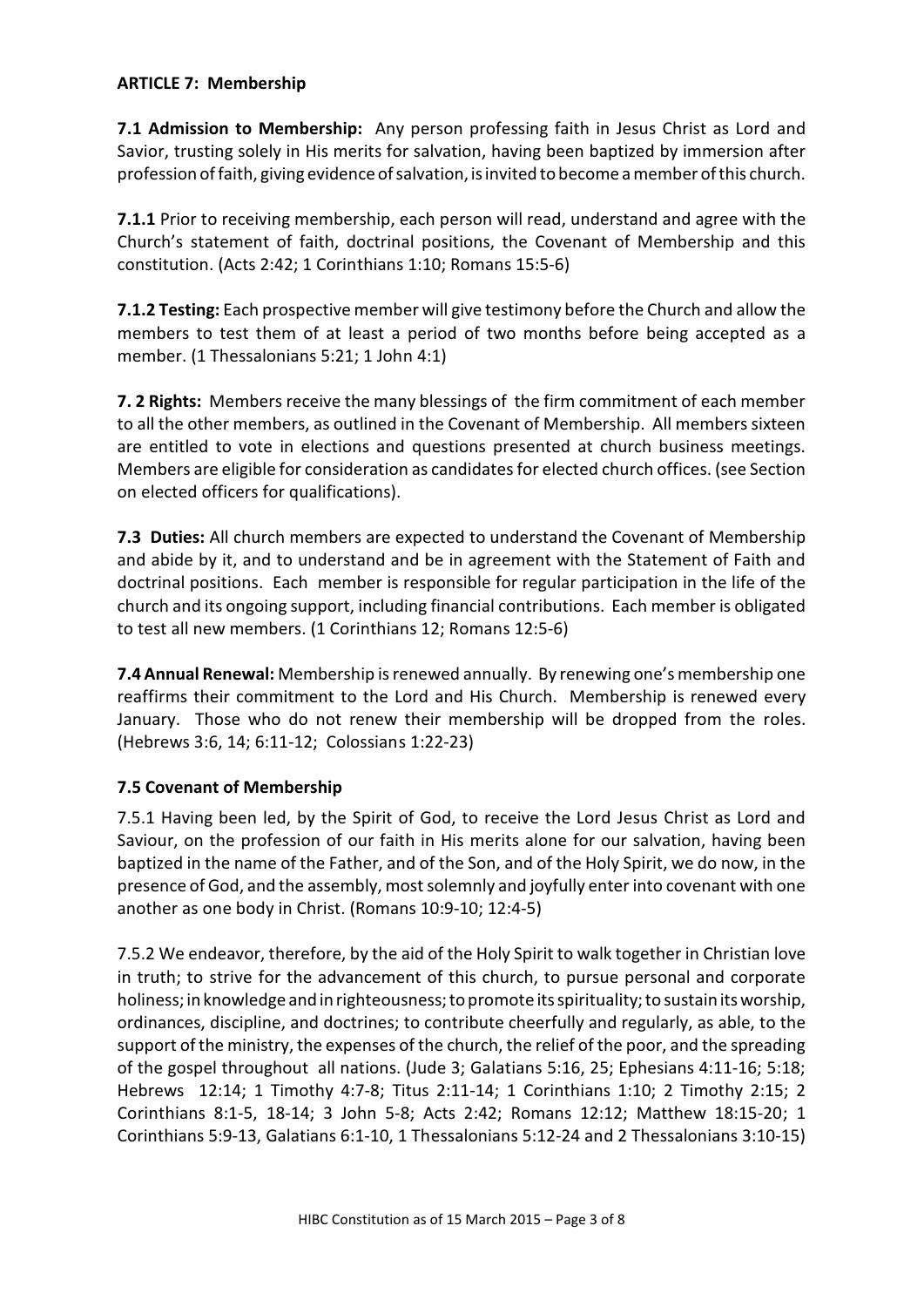**ARTICLE 7: Membership**

**7.1 Admission to Membership:** Any person professing faith in Jesus Christ as Lord and Savior, trusting solely in His merits for salvation, having been baptized by immersion after profession of faith, giving evidence of salvation, is invited to become a member of this church.

**7.1.1** Prior to receiving membership, each person will read, understand and agree with the Church's statement of faith, doctrinal positions, the Covenant of Membership and this constitution. (Acts 2:42; 1 Corinthians 1:10; Romans 15:5-6)

**7.1.2 Testing:** Each prospective member will give testimony before the Church and allow the members to test them of at least a period of two months before being accepted as a member. (1 Thessalonians 5:21; 1 John 4:1)

**7. 2 Rights:** Members receive the many blessings of the firm commitment of each member to all the other members, as outlined in the Covenant of Membership. All members sixteen are entitled to vote in elections and questions presented at church business meetings. Members are eligible for consideration as candidates for elected church offices. (see Section on elected officers for qualifications).

**7.3 Duties:** All church members are expected to understand the Covenant of Membership and abide by it, and to understand and be in agreement with the Statement of Faith and doctrinal positions. Each member is responsible for regular participation in the life of the church and its ongoing support, including financial contributions. Each member is obligated to test all new members. (1 Corinthians 12; Romans 12:5-6)

**7.4 Annual Renewal:** Membership is renewed annually. By renewing one's membership one reaffirms their commitment to the Lord and His Church. Membership is renewed every January. Those who do not renew their membership will be dropped from the roles. (Hebrews 3:6, 14; 6:11-12; Colossians 1:22-23)

**7.5 Covenant of Membership**

7.5.1 Having been led, by the Spirit of God, to receive the Lord Jesus Christ as Lord and Saviour, on the profession of our faith in His merits alone for our salvation, having been baptized in the name of the Father, and of the Son, and of the Holy Spirit, we do now, in the presence of God, and the assembly, most solemnly and joyfully enter into covenant with one another as one body in Christ. (Romans 10:9-10; 12:4-5)

7.5.2 We endeavor, therefore, by the aid of the Holy Spirit to walk together in Christian love in truth; to strive for the advancement of this church, to pursue personal and corporate holiness; in knowledge and in righteousness; to promote its spirituality; to sustain its worship, ordinances, discipline, and doctrines; to contribute cheerfully and regularly, as able, to the support of the ministry, the expenses of the church, the relief of the poor, and the spreading of the gospel throughout all nations. (Jude 3; Galatians 5:16, 25; Ephesians 4:11-16; 5:18; Hebrews 12:14; 1 Timothy 4:7-8; Titus 2:11-14; 1 Corinthians 1:10; 2 Timothy 2:15; 2 Corinthians 8:1-5, 18-14; 3 John 5-8; Acts 2:42; Romans 12:12; Matthew 18:15-20; 1 Corinthians 5:9-13, Galatians 6:1-10, 1 Thessalonians 5:12-24 and 2 Thessalonians 3:10-15)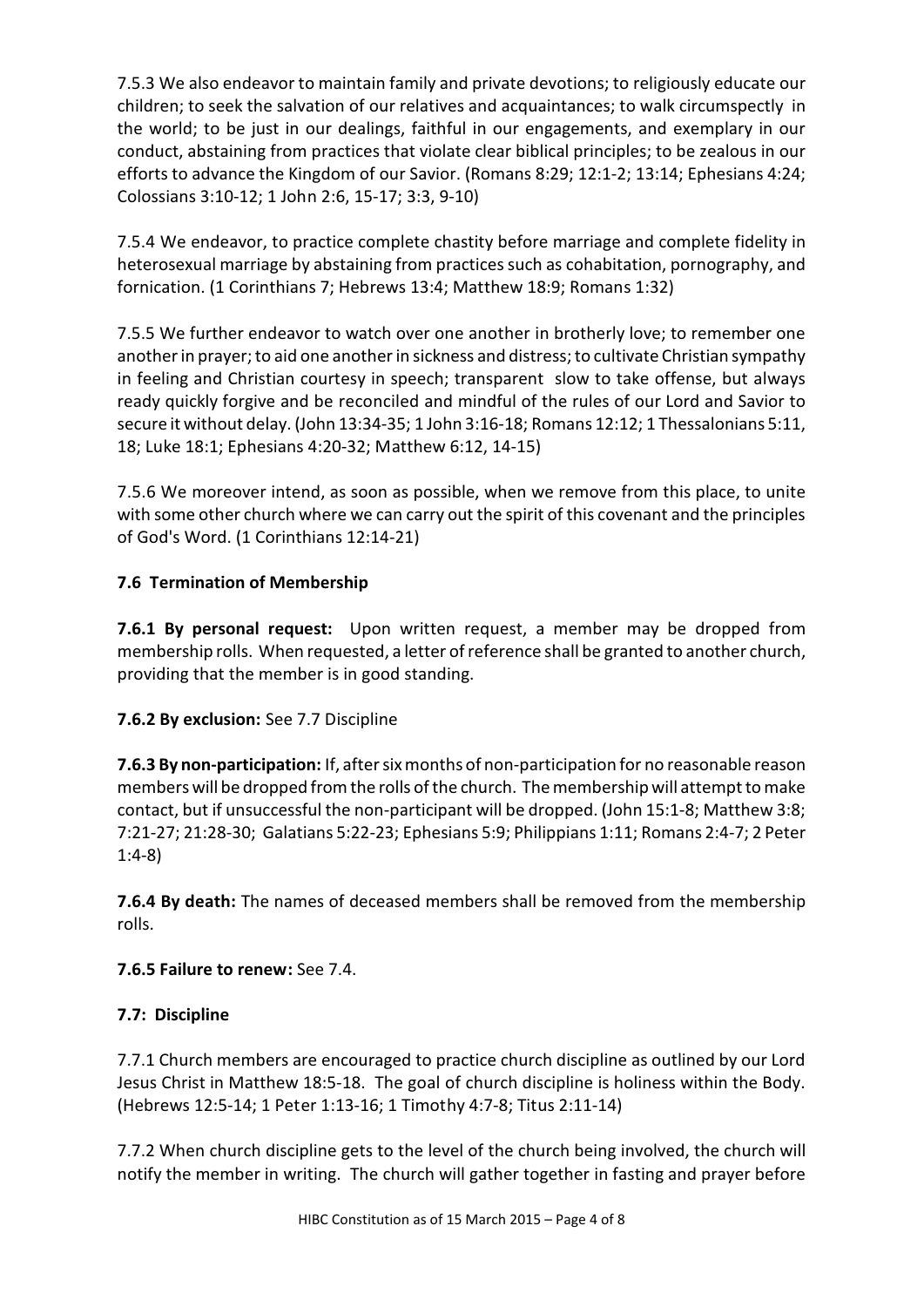7.5.3 We also endeavor to maintain family and private devotions; to religiously educate our children; to seek the salvation of our relatives and acquaintances; to walk circumspectly in the world; to be just in our dealings, faithful in our engagements, and exemplary in our conduct, abstaining from practices that violate clear biblical principles; to be zealous in our efforts to advance the Kingdom of our Savior. (Romans 8:29; 12:1-2; 13:14; Ephesians 4:24; Colossians 3:10-12; 1 John 2:6, 15-17; 3:3, 9-10)

7.5.4 We endeavor, to practice complete chastity before marriage and complete fidelity in heterosexual marriage by abstaining from practices such as cohabitation, pornography, and fornication. (1 Corinthians 7; Hebrews 13:4; Matthew 18:9; Romans 1:32)

7.5.5 We further endeavor to watch over one another in brotherly love; to remember one another in prayer; to aid one another in sickness and distress; to cultivate Christian sympathy in feeling and Christian courtesy in speech; transparent slow to take offense, but always ready quickly forgive and be reconciled and mindful of the rules of our Lord and Savior to secure it without delay. (John 13:34-35; 1 John 3:16-18; Romans 12:12; 1 Thessalonians 5:11, 18; Luke 18:1; Ephesians 4:20-32; Matthew 6:12, 14-15)

7.5.6 We moreover intend, as soon as possible, when we remove from this place, to unite with some other church where we can carry out the spirit of this covenant and the principles of God's Word. (1 Corinthians 12:14-21)

### 7.6 Termination of Membership

**7.6.1 By personal request:** Upon written request, a member may be dropped from membership rolls. When requested, a letter of reference shall be granted to another church, providing that the member is in good standing.

**7.6.2 By exclusion:** See 7.7 Discipline

**7.6.3 By non-participation:** If, after six months of non-participation for no reasonable reason members will be dropped from the rolls of the church. The membership will attempt to make contact, but if unsuccessful the non-participant will be dropped. (John 15:1-8; Matthew 3:8; 7:21-27; 21:28-30; Galatians 5:22-23; Ephesians 5:9; Philippians 1:11; Romans 2:4-7; 2 Peter 1:4-8)

**7.6.4 By death:** The names of deceased members shall be removed from the membership rolls.

**7.6.5 Failure to renew:** See 7.4.

### 7.7: Discipline

7.7.1 Church members are encouraged to practice church discipline as outlined by our Lord Jesus Christ in Matthew 18:5-18. The goal of church discipline is holiness within the Body. (Hebrews 12:5-14; 1 Peter 1:13-16; 1 Timothy 4:7-8; Titus 2:11-14)

7.7.2 When church discipline gets to the level of the church being involved, the church will notify the member in writing. The church will gather together in fasting and prayer before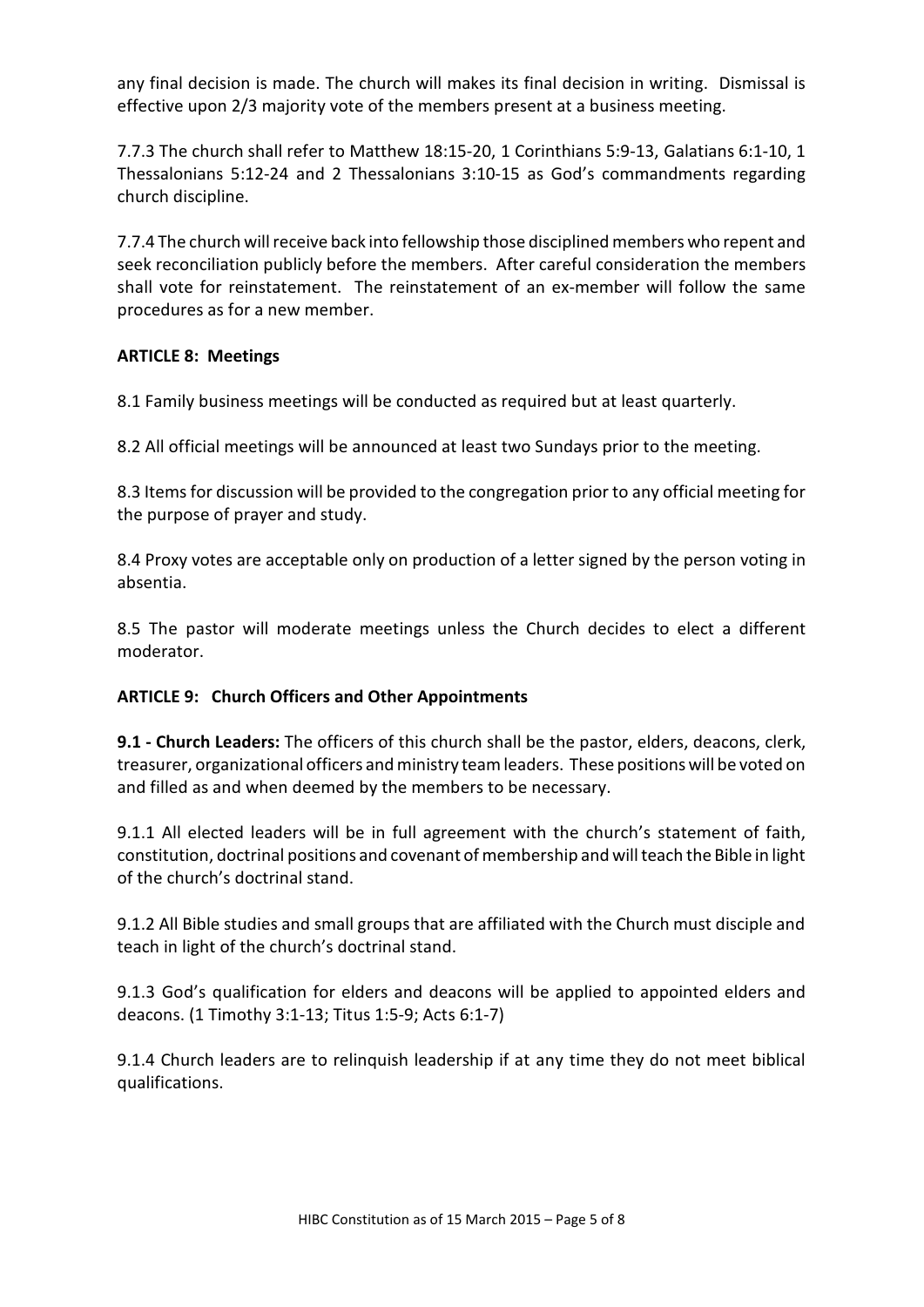any final decision is made. The church will makes its final decision in writing. Dismissal is effective upon 2/3 majority vote of the members present at a business meeting.

7.7.3 The church shall refer to Matthew 18:15-20, 1 Corinthians 5:9-13, Galatians 6:1-10, 1 Thessalonians 5:12-24 and 2 Thessalonians 3:10-15 as God's commandments regarding church discipline.

7.7.4 The church will receive back into fellowship those disciplined members who repent and seek reconciliation publicly before the members. After careful consideration the members shall vote for reinstatement. The reinstatement of an ex-member will follow the same procedures as for a new member.

**ARTICLE 8: Meetings**

8.1 Family business meetings will be conducted as required but at least quarterly.

8.2 All official meetings will be announced at least two Sundays prior to the meeting.

8.3 Items for discussion will be provided to the congregation prior to any official meeting for the purpose of prayer and study.

8.4 Proxy votes are acceptable only on production of a letter signed by the person voting in absentia.

8.5 The pastor will moderate meetings unless the Church decides to elect a different moderator.

**ARTICLE 9: Church Officers and Other Appointments**

**9.1 - Church Leaders:** The officers of this church shall be the pastor, elders, deacons, clerk, treasurer, organizational officers and ministry team leaders. These positions will be voted on and filled as and when deemed by the members to be necessary.

9.1.1 All elected leaders will be in full agreement with the church's statement of faith, constitution, doctrinal positions and covenant of membership and will teach the Bible in light of the church's doctrinal stand.

9.1.2 All Bible studies and small groups that are affiliated with the Church must disciple and teach in light of the church's doctrinal stand.

9.1.3 God's qualification for elders and deacons will be applied to appointed elders and deacons. (1 Timothy 3:1-13; Titus 1:5-9; Acts 6:1-7)

9.1.4 Church leaders are to relinquish leadership if at any time they do not meet biblical qualifications.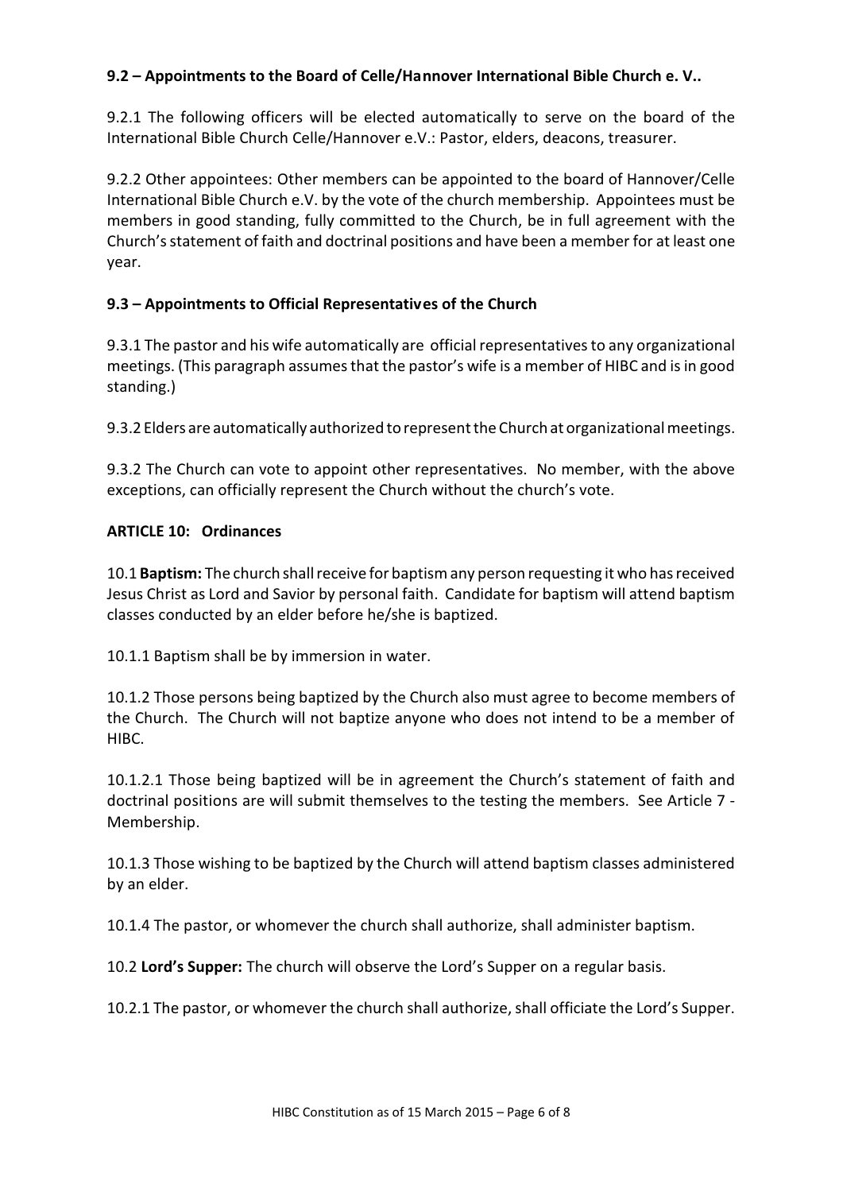**9.2 – Appointments to the Board of Celle/Hannover International Bible Church e. V..**

9.2.1 The following officers will be elected automatically to serve on the board of the International Bible Church Celle/Hannover e.V.: Pastor, elders, deacons, treasurer.

9.2.2 Other appointees: Other members can be appointed to the board of Hannover/Celle International Bible Church e.V. by the vote of the church membership. Appointees must be members in good standing, fully committed to the Church, be in full agreement with the Church's statement of faith and doctrinal positions and have been a member for at least one year.

**9.3 – Appointments to Official Representatives of the Church**

9.3.1 The pastor and his wife automatically are official representatives to any organizational meetings. (This paragraph assumes that the pastor's wife is a member of HIBC and is in good standing.)

9.3.2 Elders are automatically authorized to represent the Church at organizational meetings.

9.3.2 The Church can vote to appoint other representatives. No member, with the above exceptions, can officially represent the Church without the church's vote.

**ARTICLE 10: Ordinances**

10.1 **Baptism:** The church shall receive for baptism any person requesting it who has received Jesus Christ as Lord and Savior by personal faith. Candidate for baptism will attend baptism classes conducted by an elder before he/she is baptized.

10.1.1 Baptism shall be by immersion in water.

10.1.2 Those persons being baptized by the Church also must agree to become members of the Church. The Church will not baptize anyone who does not intend to be a member of HIBC.

10.1.2.1 Those being baptized will be in agreement the Church's statement of faith and doctrinal positions are will submit themselves to the testing the members. See Article 7 - Membership.

10.1.3 Those wishing to be baptized by the Church will attend baptism classes administered by an elder.

10.1.4 The pastor, or whomever the church shall authorize, shall administer baptism.

10.2 **Lord's Supper:** The church will observe the Lord's Supper on a regular basis.

10.2.1 The pastor, or whomever the church shall authorize, shall officiate the Lord's Supper.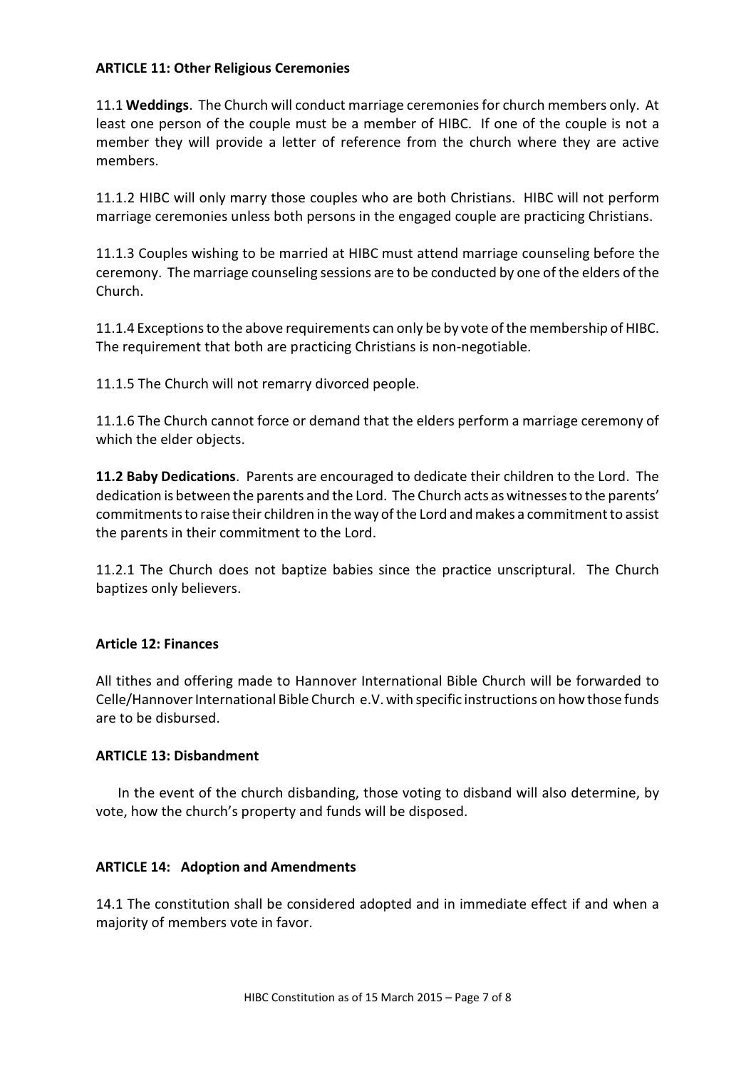**ARTICLE 11: Other Religious Ceremonies**

11.1 **Weddings**. The Church will conduct marriage ceremonies for church members only. At least one person of the couple must be a member of HIBC. If one of the couple is not a member they will provide a letter of reference from the church where they are active members.

11.1.2 HIBC will only marry those couples who are both Christians. HIBC will not perform marriage ceremonies unless both persons in the engaged couple are practicing Christians.

11.1.3 Couples wishing to be married at HIBC must attend marriage counseling before the ceremony. The marriage counseling sessions are to be conducted by one of the elders of the Church.

11.1.4 Exceptions to the above requirements can only be by vote of the membership of HIBC. The requirement that both are practicing Christians is non-negotiable.

11.1.5 The Church will not remarry divorced people.

11.1.6 The Church cannot force or demand that the elders perform a marriage ceremony of which the elder objects.

**11.2 Baby Dedications**. Parents are encouraged to dedicate their children to the Lord. The dedication is between the parents and the Lord. The Church acts as witnesses to the parents' commitments to raise their children in the way of the Lord and makes a commitment to assist the parents in their commitment to the Lord.

11.2.1 The Church does not baptize babies since the practice unscriptural. The Church baptizes only believers.

**Article 12: Finances**

All tithes and offering made to Hannover International Bible Church will be forwarded to Celle/Hannover International Bible Church e.V. with specific instructions on how those funds are to be disbursed.

**ARTICLE 13: Disbandment**

In the event of the church disbanding, those voting to disband will also determine, by vote, how the church's property and funds will be disposed.

**ARTICLE 14: Adoption and Amendments**

14.1 The constitution shall be considered adopted and in immediate effect if and when a majority of members vote in favor.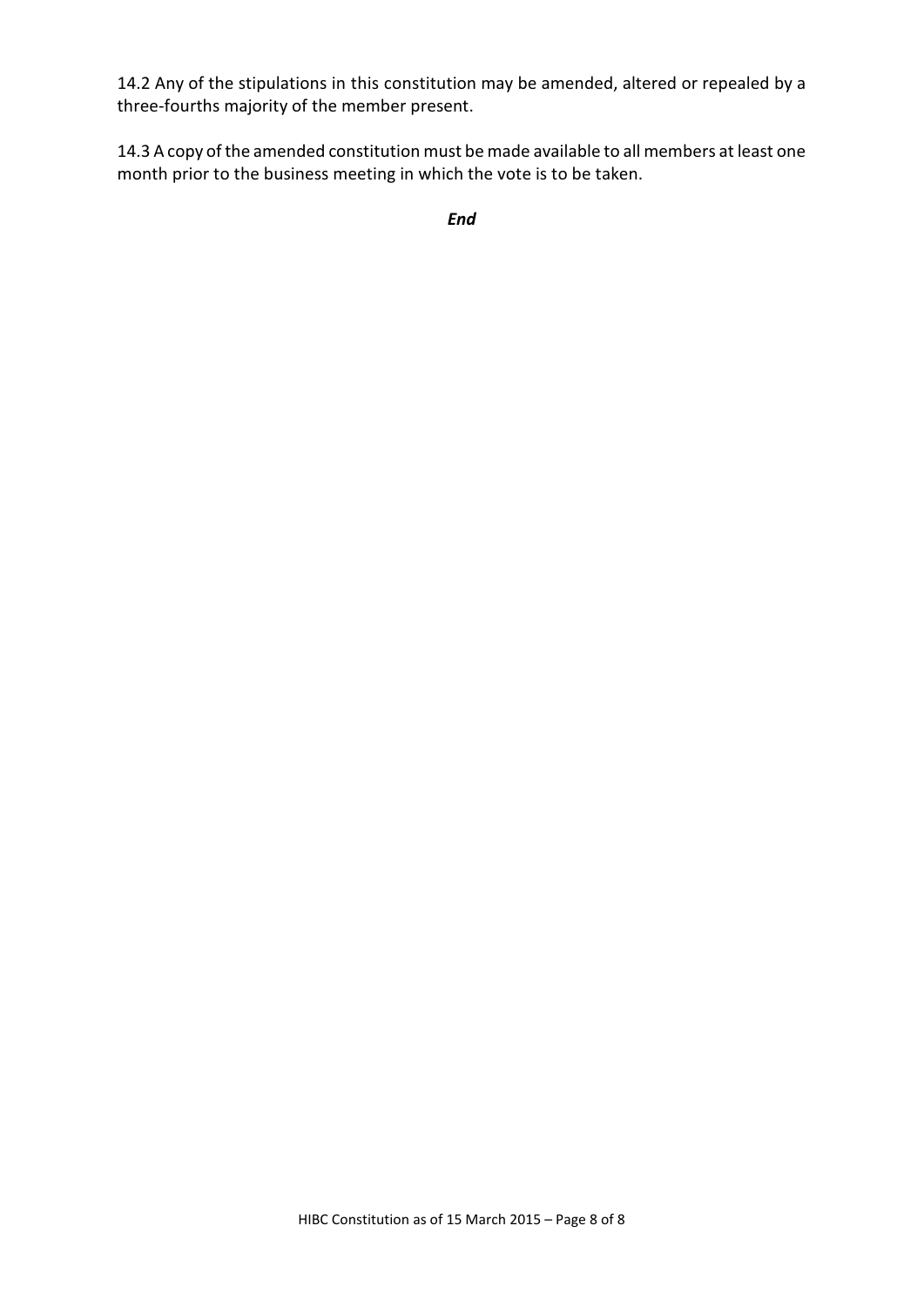14.2 Any of the stipulations in this constitution may be amended, altered or repealed by a three-fourths majority of the member present.

14.3 A copy of the amended constitution must be made available to all members at least one month prior to the business meeting in which the vote is to be taken.

***End***